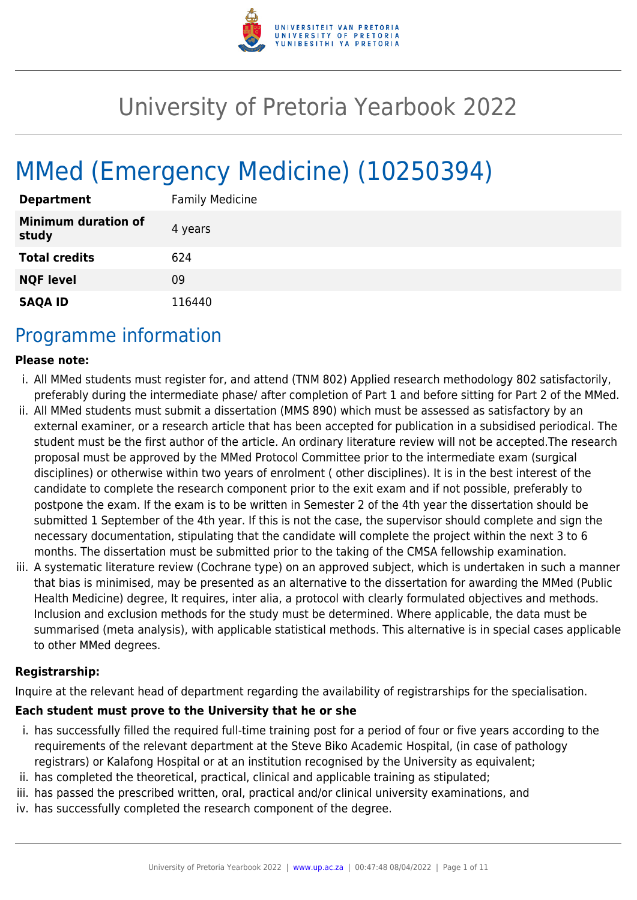# University of Pretoria Yearbook 2022

# MMed (Emergency Medicine) (10250394)

| | |
|---|---|
| **Department** | Family Medicine |
| **Minimum duration of study** | 4 years |
| **Total credits** | 624 |
| **NQF level** | 09 |
| **SAQA ID** | 116440 |

## Programme information

**Please note:**

i. All MMed students must register for, and attend (TNM 802) Applied research methodology 802 satisfactorily, preferably during the intermediate phase/ after completion of Part 1 and before sitting for Part 2 of the MMed.
ii. All MMed students must submit a dissertation (MMS 890) which must be assessed as satisfactory by an external examiner, or a research article that has been accepted for publication in a subsidised periodical. The student must be the first author of the article. An ordinary literature review will not be accepted.The research proposal must be approved by the MMed Protocol Committee prior to the intermediate exam (surgical disciplines) or otherwise within two years of enrolment ( other disciplines). It is in the best interest of the candidate to complete the research component prior to the exit exam and if not possible, preferably to postpone the exam. If the exam is to be written in Semester 2 of the 4th year the dissertation should be submitted 1 September of the 4th year. If this is not the case, the supervisor should complete and sign the necessary documentation, stipulating that the candidate will complete the project within the next 3 to 6 months. The dissertation must be submitted prior to the taking of the CMSA fellowship examination.
iii. A systematic literature review (Cochrane type) on an approved subject, which is undertaken in such a manner that bias is minimised, may be presented as an alternative to the dissertation for awarding the MMed (Public Health Medicine) degree, It requires, inter alia, a protocol with clearly formulated objectives and methods. Inclusion and exclusion methods for the study must be determined. Where applicable, the data must be summarised (meta analysis), with applicable statistical methods. This alternative is in special cases applicable to other MMed degrees.

**Registrarship:**

Inquire at the relevant head of department regarding the availability of registrarships for the specialisation.

**Each student must prove to the University that he or she**

i. has successfully filled the required full-time training post for a period of four or five years according to the requirements of the relevant department at the Steve Biko Academic Hospital, (in case of pathology registrars) or Kalafong Hospital or at an institution recognised by the University as equivalent;
ii. has completed the theoretical, practical, clinical and applicable training as stipulated;
iii. has passed the prescribed written, oral, practical and/or clinical university examinations, and
iv. has successfully completed the research component of the degree.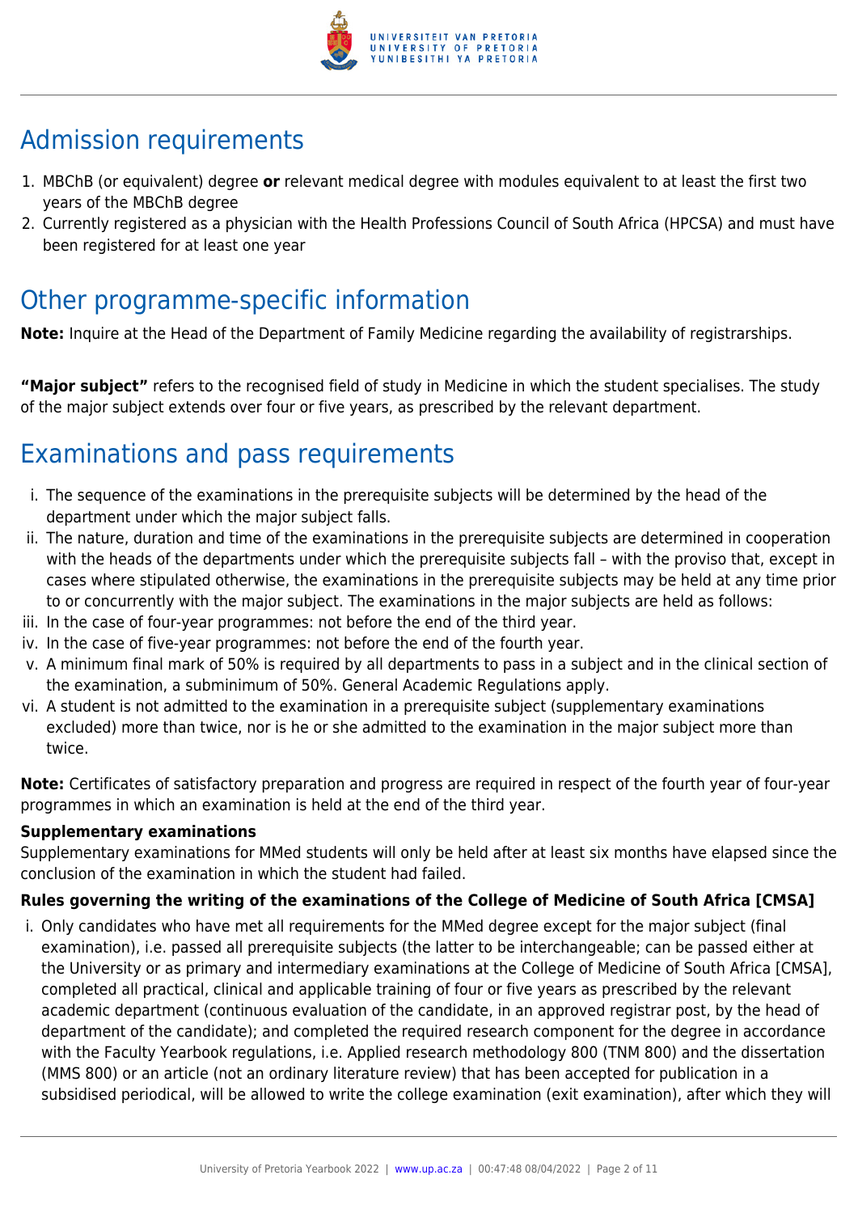## Admission requirements

1. MBChB (or equivalent) degree **or** relevant medical degree with modules equivalent to at least the first two years of the MBChB degree
2. Currently registered as a physician with the Health Professions Council of South Africa (HPCSA) and must have been registered for at least one year

## Other programme-specific information

**Note:** Inquire at the Head of the Department of Family Medicine regarding the availability of registrarships.

**"Major subject"** refers to the recognised field of study in Medicine in which the student specialises. The study of the major subject extends over four or five years, as prescribed by the relevant department.

## Examinations and pass requirements

i. The sequence of the examinations in the prerequisite subjects will be determined by the head of the department under which the major subject falls.
ii. The nature, duration and time of the examinations in the prerequisite subjects are determined in cooperation with the heads of the departments under which the prerequisite subjects fall – with the proviso that, except in cases where stipulated otherwise, the examinations in the prerequisite subjects may be held at any time prior to or concurrently with the major subject. The examinations in the major subjects are held as follows:
iii. In the case of four-year programmes: not before the end of the third year.
iv. In the case of five-year programmes: not before the end of the fourth year.
v. A minimum final mark of 50% is required by all departments to pass in a subject and in the clinical section of the examination, a subminimum of 50%. General Academic Regulations apply.
vi. A student is not admitted to the examination in a prerequisite subject (supplementary examinations excluded) more than twice, nor is he or she admitted to the examination in the major subject more than twice.

**Note:** Certificates of satisfactory preparation and progress are required in respect of the fourth year of four-year programmes in which an examination is held at the end of the third year.

**Supplementary examinations**

Supplementary examinations for MMed students will only be held after at least six months have elapsed since the conclusion of the examination in which the student had failed.

**Rules governing the writing of the examinations of the College of Medicine of South Africa [CMSA]**

i. Only candidates who have met all requirements for the MMed degree except for the major subject (final examination), i.e. passed all prerequisite subjects (the latter to be interchangeable; can be passed either at the University or as primary and intermediary examinations at the College of Medicine of South Africa [CMSA], completed all practical, clinical and applicable training of four or five years as prescribed by the relevant academic department (continuous evaluation of the candidate, in an approved registrar post, by the head of department of the candidate); and completed the required research component for the degree in accordance with the Faculty Yearbook regulations, i.e. Applied research methodology 800 (TNM 800) and the dissertation (MMS 800) or an article (not an ordinary literature review) that has been accepted for publication in a subsidised periodical, will be allowed to write the college examination (exit examination), after which they will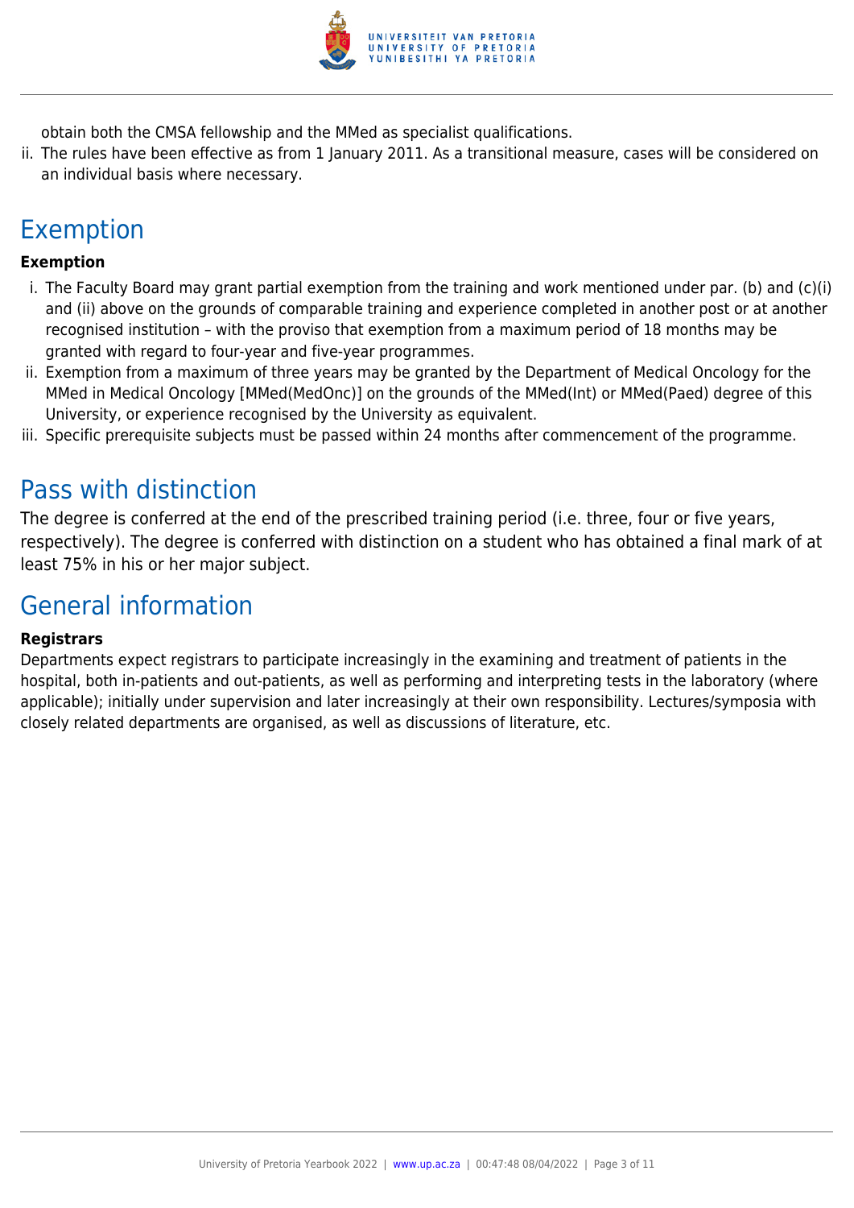obtain both the CMSA fellowship and the MMed as specialist qualifications.

ii. The rules have been effective as from 1 January 2011. As a transitional measure, cases will be considered on an individual basis where necessary.

## Exemption

**Exemption**

i. The Faculty Board may grant partial exemption from the training and work mentioned under par. (b) and (c)(i) and (ii) above on the grounds of comparable training and experience completed in another post or at another recognised institution – with the proviso that exemption from a maximum period of 18 months may be granted with regard to four-year and five-year programmes.

ii. Exemption from a maximum of three years may be granted by the Department of Medical Oncology for the MMed in Medical Oncology [MMed(MedOnc)] on the grounds of the MMed(Int) or MMed(Paed) degree of this University, or experience recognised by the University as equivalent.

iii. Specific prerequisite subjects must be passed within 24 months after commencement of the programme.

## Pass with distinction

The degree is conferred at the end of the prescribed training period (i.e. three, four or five years, respectively). The degree is conferred with distinction on a student who has obtained a final mark of at least 75% in his or her major subject.

## General information

**Registrars**

Departments expect registrars to participate increasingly in the examining and treatment of patients in the hospital, both in-patients and out-patients, as well as performing and interpreting tests in the laboratory (where applicable); initially under supervision and later increasingly at their own responsibility. Lectures/symposia with closely related departments are organised, as well as discussions of literature, etc.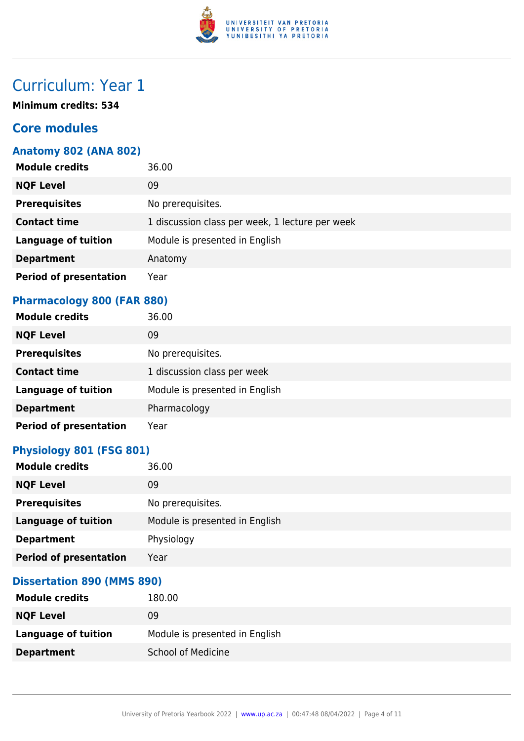# Curriculum: Year 1

**Minimum credits: 534**

## Core modules

### Anatomy 802 (ANA 802)

| | |
|---|---|
| **Module credits** | 36.00 |
| **NQF Level** | 09 |
| **Prerequisites** | No prerequisites. |
| **Contact time** | 1 discussion class per week, 1 lecture per week |
| **Language of tuition** | Module is presented in English |
| **Department** | Anatomy |
| **Period of presentation** | Year |

### Pharmacology 800 (FAR 880)

| | |
|---|---|
| **Module credits** | 36.00 |
| **NQF Level** | 09 |
| **Prerequisites** | No prerequisites. |
| **Contact time** | 1 discussion class per week |
| **Language of tuition** | Module is presented in English |
| **Department** | Pharmacology |
| **Period of presentation** | Year |

### Physiology 801 (FSG 801)

| | |
|---|---|
| **Module credits** | 36.00 |
| **NQF Level** | 09 |
| **Prerequisites** | No prerequisites. |
| **Language of tuition** | Module is presented in English |
| **Department** | Physiology |
| **Period of presentation** | Year |

### Dissertation 890 (MMS 890)

| | |
|---|---|
| **Module credits** | 180.00 |
| **NQF Level** | 09 |
| **Language of tuition** | Module is presented in English |
| **Department** | School of Medicine |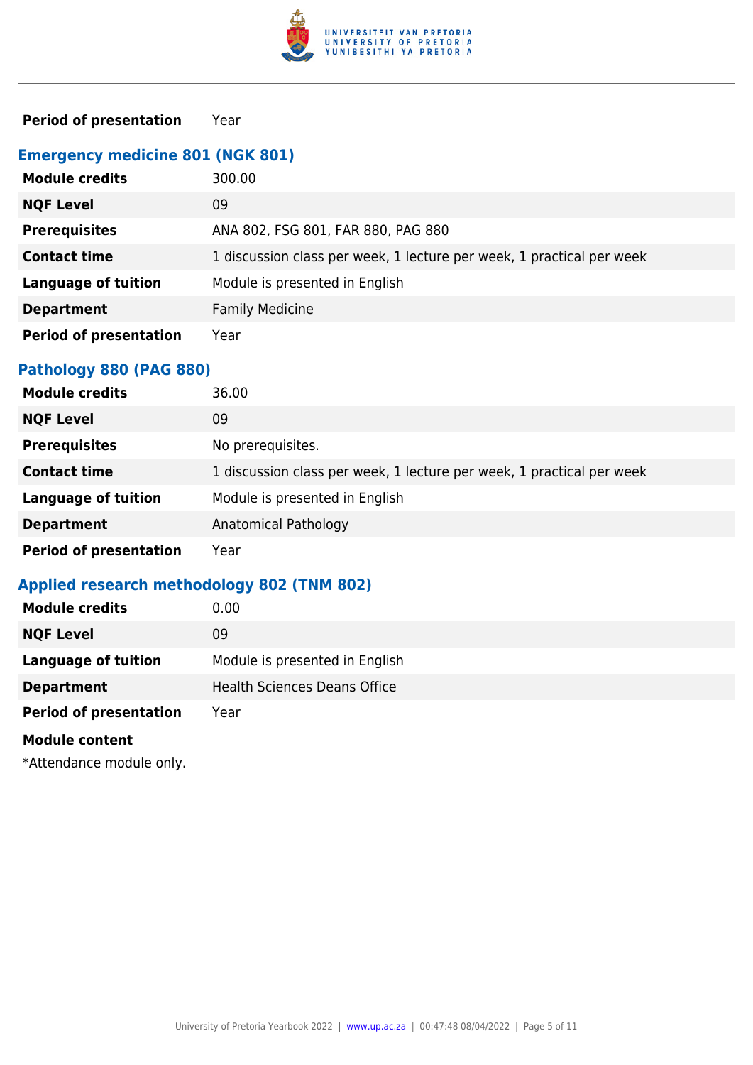| | |
|---|---|
| **Period of presentation** | Year |

### Emergency medicine 801 (NGK 801)

| | |
|---|---|
| **Module credits** | 300.00 |
| **NQF Level** | 09 |
| **Prerequisites** | ANA 802, FSG 801, FAR 880, PAG 880 |
| **Contact time** | 1 discussion class per week, 1 lecture per week, 1 practical per week |
| **Language of tuition** | Module is presented in English |
| **Department** | Family Medicine |
| **Period of presentation** | Year |

### Pathology 880 (PAG 880)

| | |
|---|---|
| **Module credits** | 36.00 |
| **NQF Level** | 09 |
| **Prerequisites** | No prerequisites. |
| **Contact time** | 1 discussion class per week, 1 lecture per week, 1 practical per week |
| **Language of tuition** | Module is presented in English |
| **Department** | Anatomical Pathology |
| **Period of presentation** | Year |

### Applied research methodology 802 (TNM 802)

| | |
|---|---|
| **Module credits** | 0.00 |
| **NQF Level** | 09 |
| **Language of tuition** | Module is presented in English |
| **Department** | Health Sciences Deans Office |
| **Period of presentation** | Year |

**Module content**

*Attendance module only.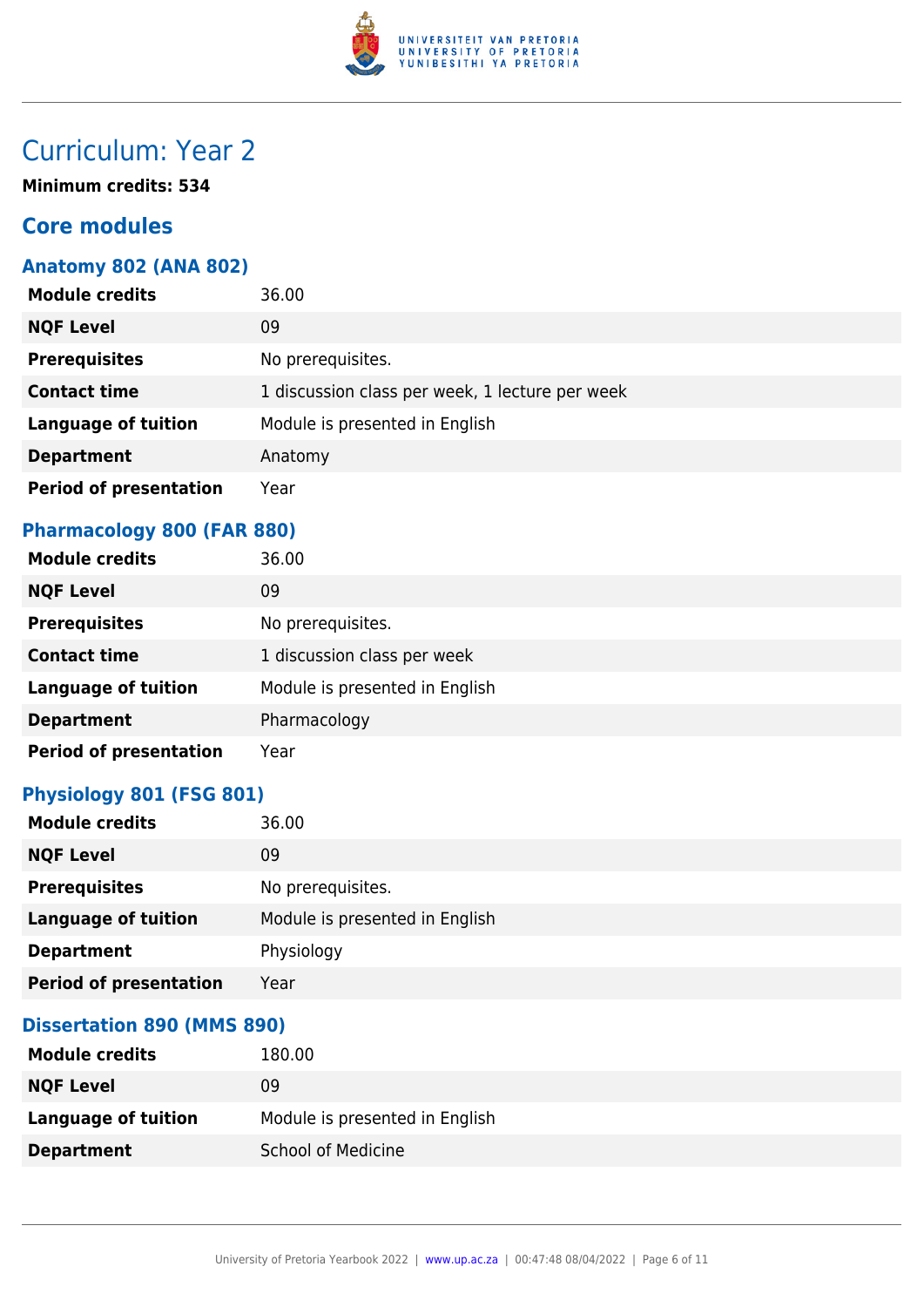# Curriculum: Year 2

**Minimum credits: 534**

## Core modules

### Anatomy 802 (ANA 802)

| | |
|---|---|
| **Module credits** | 36.00 |
| **NQF Level** | 09 |
| **Prerequisites** | No prerequisites. |
| **Contact time** | 1 discussion class per week, 1 lecture per week |
| **Language of tuition** | Module is presented in English |
| **Department** | Anatomy |
| **Period of presentation** | Year |

### Pharmacology 800 (FAR 880)

| | |
|---|---|
| **Module credits** | 36.00 |
| **NQF Level** | 09 |
| **Prerequisites** | No prerequisites. |
| **Contact time** | 1 discussion class per week |
| **Language of tuition** | Module is presented in English |
| **Department** | Pharmacology |
| **Period of presentation** | Year |

### Physiology 801 (FSG 801)

| | |
|---|---|
| **Module credits** | 36.00 |
| **NQF Level** | 09 |
| **Prerequisites** | No prerequisites. |
| **Language of tuition** | Module is presented in English |
| **Department** | Physiology |
| **Period of presentation** | Year |

### Dissertation 890 (MMS 890)

| | |
|---|---|
| **Module credits** | 180.00 |
| **NQF Level** | 09 |
| **Language of tuition** | Module is presented in English |
| **Department** | School of Medicine |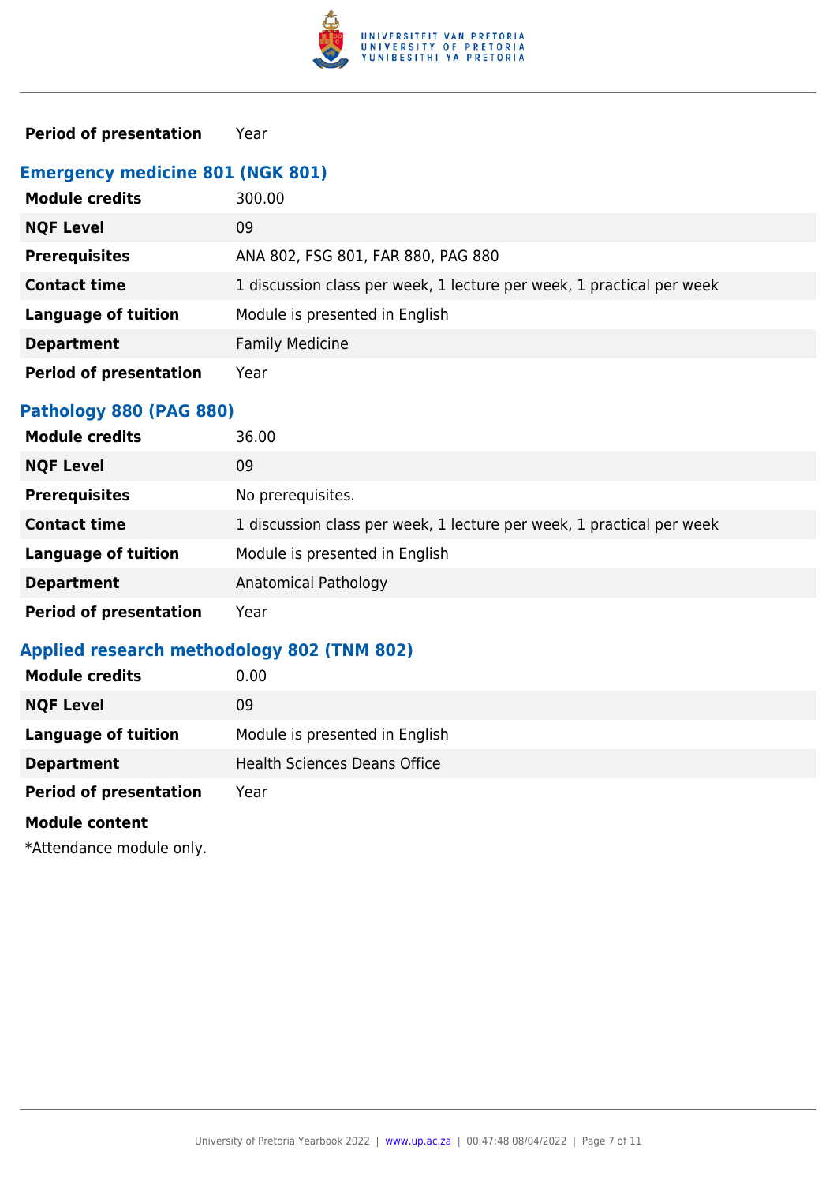| | |
|---|---|
| **Period of presentation** | Year |

### Emergency medicine 801 (NGK 801)

| | |
|---|---|
| **Module credits** | 300.00 |
| **NQF Level** | 09 |
| **Prerequisites** | ANA 802, FSG 801, FAR 880, PAG 880 |
| **Contact time** | 1 discussion class per week, 1 lecture per week, 1 practical per week |
| **Language of tuition** | Module is presented in English |
| **Department** | Family Medicine |
| **Period of presentation** | Year |

### Pathology 880 (PAG 880)

| | |
|---|---|
| **Module credits** | 36.00 |
| **NQF Level** | 09 |
| **Prerequisites** | No prerequisites. |
| **Contact time** | 1 discussion class per week, 1 lecture per week, 1 practical per week |
| **Language of tuition** | Module is presented in English |
| **Department** | Anatomical Pathology |
| **Period of presentation** | Year |

### Applied research methodology 802 (TNM 802)

| | |
|---|---|
| **Module credits** | 0.00 |
| **NQF Level** | 09 |
| **Language of tuition** | Module is presented in English |
| **Department** | Health Sciences Deans Office |
| **Period of presentation** | Year |

**Module content**

*Attendance module only.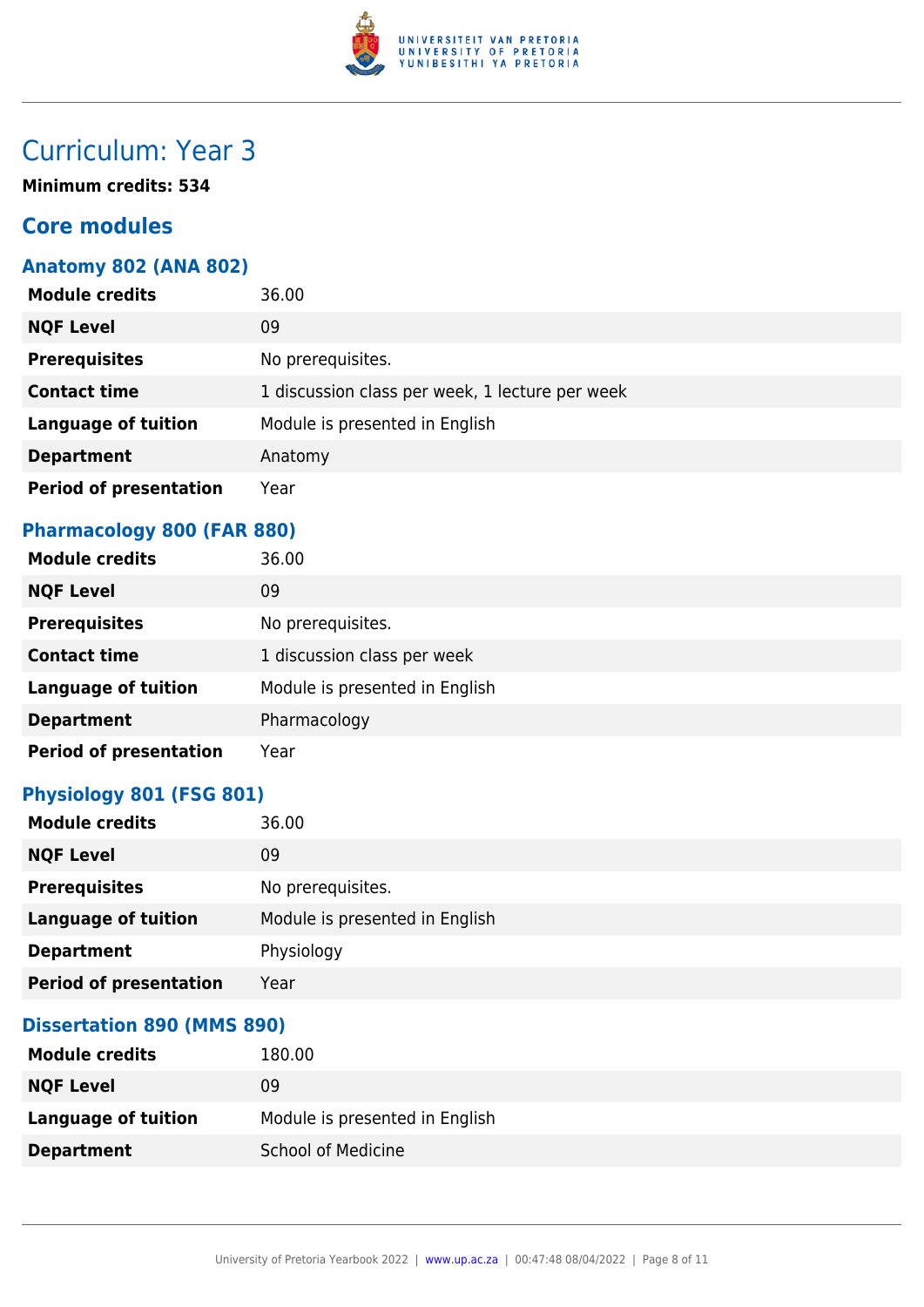# Curriculum: Year 3

**Minimum credits: 534**

## Core modules

### Anatomy 802 (ANA 802)

| | |
|---|---|
| **Module credits** | 36.00 |
| **NQF Level** | 09 |
| **Prerequisites** | No prerequisites. |
| **Contact time** | 1 discussion class per week, 1 lecture per week |
| **Language of tuition** | Module is presented in English |
| **Department** | Anatomy |
| **Period of presentation** | Year |

### Pharmacology 800 (FAR 880)

| | |
|---|---|
| **Module credits** | 36.00 |
| **NQF Level** | 09 |
| **Prerequisites** | No prerequisites. |
| **Contact time** | 1 discussion class per week |
| **Language of tuition** | Module is presented in English |
| **Department** | Pharmacology |
| **Period of presentation** | Year |

### Physiology 801 (FSG 801)

| | |
|---|---|
| **Module credits** | 36.00 |
| **NQF Level** | 09 |
| **Prerequisites** | No prerequisites. |
| **Language of tuition** | Module is presented in English |
| **Department** | Physiology |
| **Period of presentation** | Year |

### Dissertation 890 (MMS 890)

| | |
|---|---|
| **Module credits** | 180.00 |
| **NQF Level** | 09 |
| **Language of tuition** | Module is presented in English |
| **Department** | School of Medicine |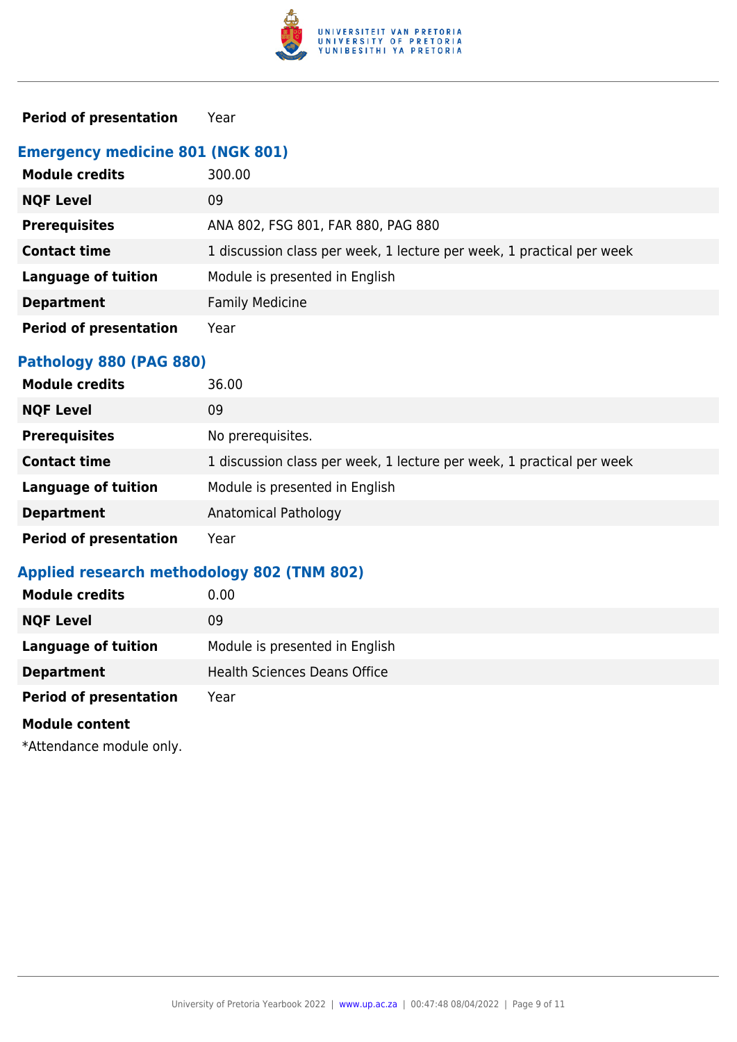| | |
|---|---|
| **Period of presentation** | Year |

### Emergency medicine 801 (NGK 801)

| | |
|---|---|
| **Module credits** | 300.00 |
| **NQF Level** | 09 |
| **Prerequisites** | ANA 802, FSG 801, FAR 880, PAG 880 |
| **Contact time** | 1 discussion class per week, 1 lecture per week, 1 practical per week |
| **Language of tuition** | Module is presented in English |
| **Department** | Family Medicine |
| **Period of presentation** | Year |

### Pathology 880 (PAG 880)

| | |
|---|---|
| **Module credits** | 36.00 |
| **NQF Level** | 09 |
| **Prerequisites** | No prerequisites. |
| **Contact time** | 1 discussion class per week, 1 lecture per week, 1 practical per week |
| **Language of tuition** | Module is presented in English |
| **Department** | Anatomical Pathology |
| **Period of presentation** | Year |

### Applied research methodology 802 (TNM 802)

| | |
|---|---|
| **Module credits** | 0.00 |
| **NQF Level** | 09 |
| **Language of tuition** | Module is presented in English |
| **Department** | Health Sciences Deans Office |
| **Period of presentation** | Year |

**Module content**

*Attendance module only.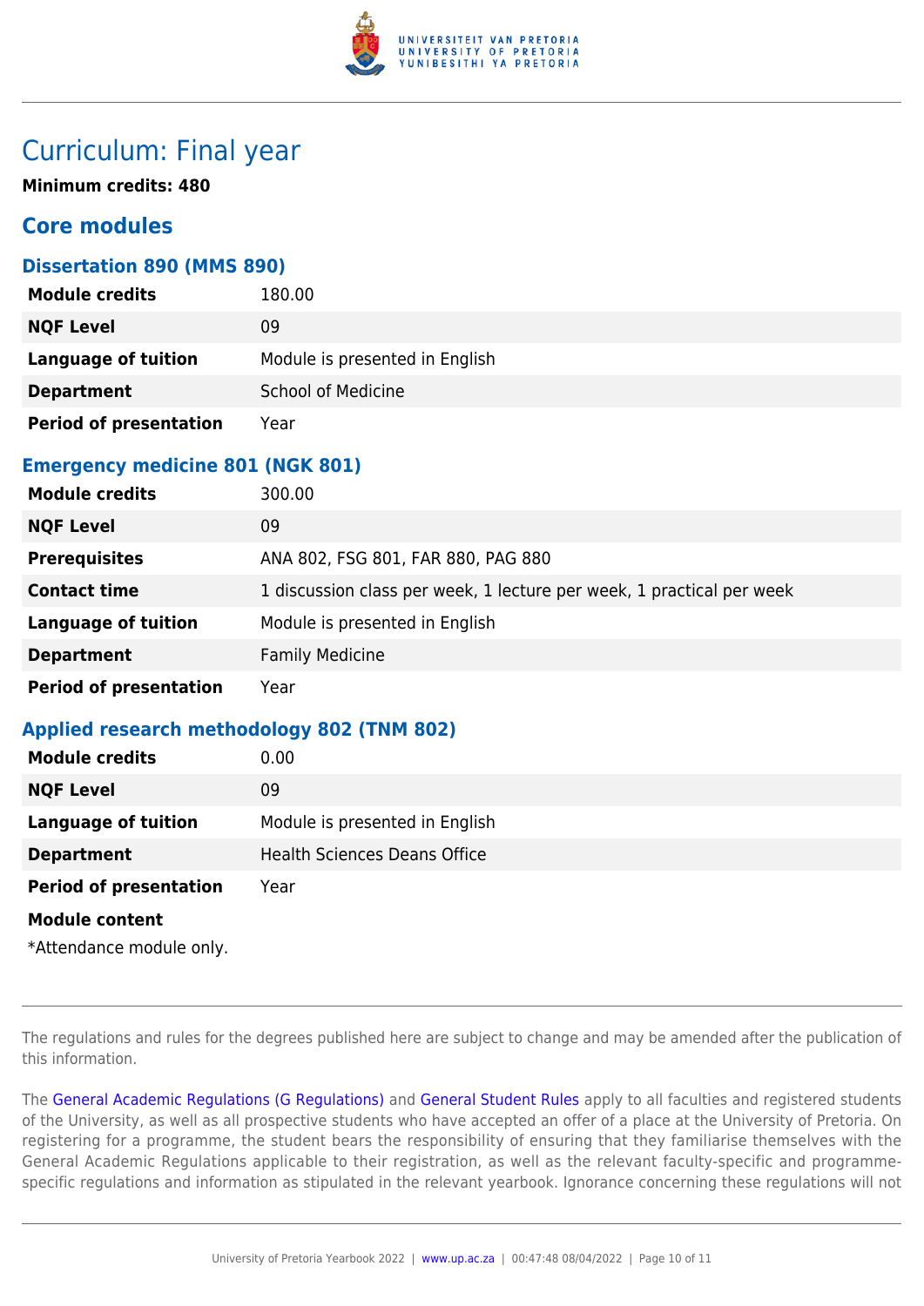# Curriculum: Final year

**Minimum credits: 480**

## Core modules

### Dissertation 890 (MMS 890)

| | |
|---|---|
| **Module credits** | 180.00 |
| **NQF Level** | 09 |
| **Language of tuition** | Module is presented in English |
| **Department** | School of Medicine |
| **Period of presentation** | Year |

### Emergency medicine 801 (NGK 801)

| | |
|---|---|
| **Module credits** | 300.00 |
| **NQF Level** | 09 |
| **Prerequisites** | ANA 802, FSG 801, FAR 880, PAG 880 |
| **Contact time** | 1 discussion class per week, 1 lecture per week, 1 practical per week |
| **Language of tuition** | Module is presented in English |
| **Department** | Family Medicine |
| **Period of presentation** | Year |

### Applied research methodology 802 (TNM 802)

| | |
|---|---|
| **Module credits** | 0.00 |
| **NQF Level** | 09 |
| **Language of tuition** | Module is presented in English |
| **Department** | Health Sciences Deans Office |
| **Period of presentation** | Year |

**Module content**

*Attendance module only.

---

The regulations and rules for the degrees published here are subject to change and may be amended after the publication of this information.

The General Academic Regulations (G Regulations) and General Student Rules apply to all faculties and registered students of the University, as well as all prospective students who have accepted an offer of a place at the University of Pretoria. On registering for a programme, the student bears the responsibility of ensuring that they familiarise themselves with the General Academic Regulations applicable to their registration, as well as the relevant faculty-specific and programme-specific regulations and information as stipulated in the relevant yearbook. Ignorance concerning these regulations will not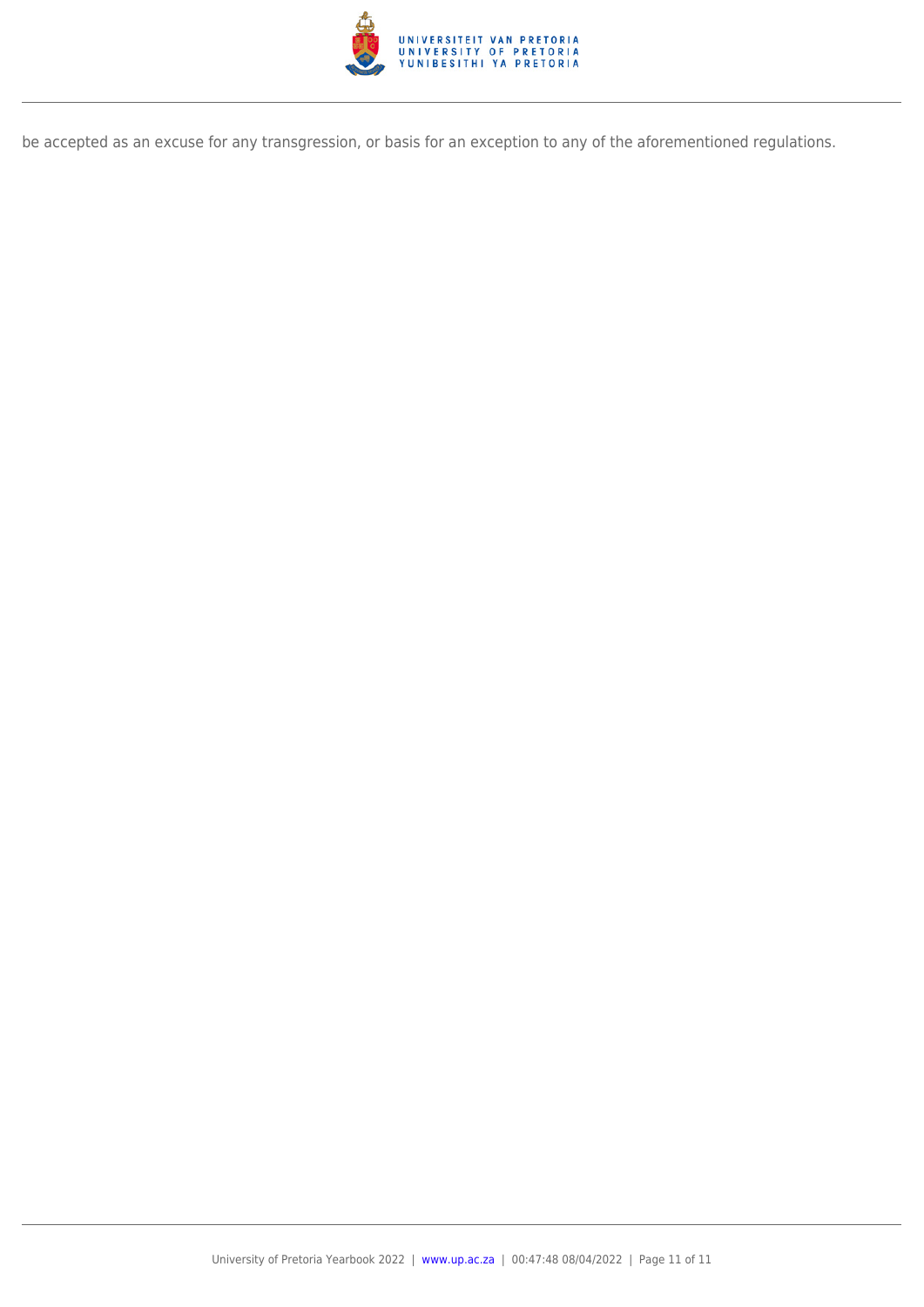be accepted as an excuse for any transgression, or basis for an exception to any of the aforementioned regulations.